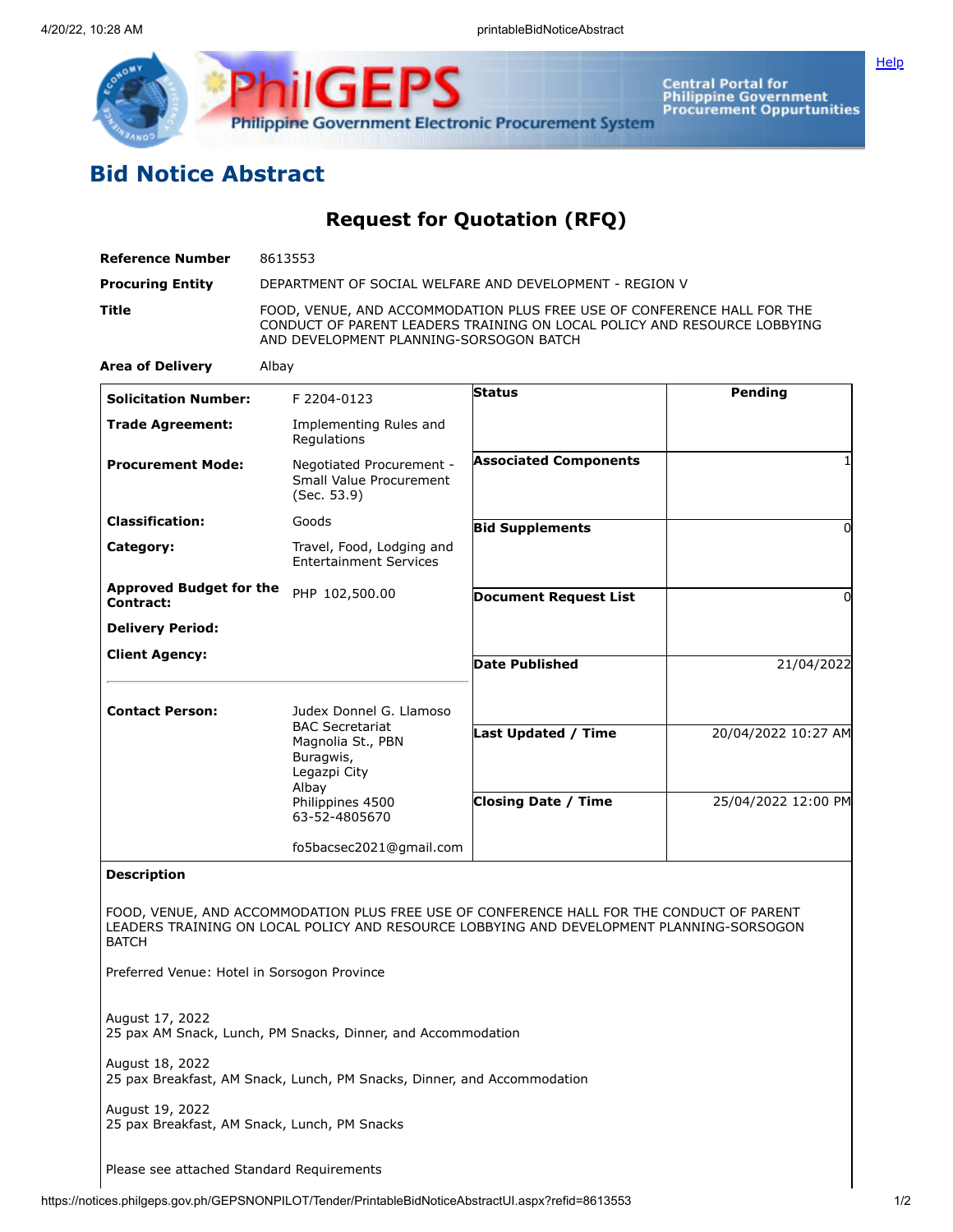# Bid Notice Abstract

## Request for Quotation (RFQ)

| | |
|---|---|
| **Reference Number** | 8613553 |
| **Procuring Entity** | DEPARTMENT OF SOCIAL WELFARE AND DEVELOPMENT - REGION V |
| **Title** | FOOD, VENUE, AND ACCOMMODATION PLUS FREE USE OF CONFERENCE HALL FOR THE CONDUCT OF PARENT LEADERS TRAINING ON LOCAL POLICY AND RESOURCE LOBBYING AND DEVELOPMENT PLANNING-SORSOGON BATCH |
| **Area of Delivery** | Albay |

| | | | |
|---|---|---|---|
| **Solicitation Number:** | F 2204-0123 | **Status** | Pending |
| **Trade Agreement:** | Implementing Rules and Regulations | | |
| **Procurement Mode:** | Negotiated Procurement - Small Value Procurement (Sec. 53.9) | **Associated Components** | 1 |
| **Classification:** | Goods | **Bid Supplements** | 0 |
| **Category:** | Travel, Food, Lodging and Entertainment Services | | |
| **Approved Budget for the Contract:** | PHP 102,500.00 | **Document Request List** | 0 |
| **Delivery Period:** | | | |
| **Client Agency:** | | **Date Published** | 21/04/2022 |
| **Contact Person:** | Judex Donnel G. Llamoso<br>BAC Secretariat<br>Magnolia St., PBN<br>Buragwis,<br>Legazpi City<br>Albay<br>Philippines 4500<br>63-52-4805670<br><br>fo5bacsec2021@gmail.com | **Last Updated / Time** | 20/04/2022 10:27 AM |
| | | **Closing Date / Time** | 25/04/2022 12:00 PM |

**Description**

FOOD, VENUE, AND ACCOMMODATION PLUS FREE USE OF CONFERENCE HALL FOR THE CONDUCT OF PARENT LEADERS TRAINING ON LOCAL POLICY AND RESOURCE LOBBYING AND DEVELOPMENT PLANNING-SORSOGON BATCH

Preferred Venue: Hotel in Sorsogon Province

August 17, 2022
25 pax AM Snack, Lunch, PM Snacks, Dinner, and Accommodation

August 18, 2022
25 pax Breakfast, AM Snack, Lunch, PM Snacks, Dinner, and Accommodation

August 19, 2022
25 pax Breakfast, AM Snack, Lunch, PM Snacks

Please see attached Standard Requirements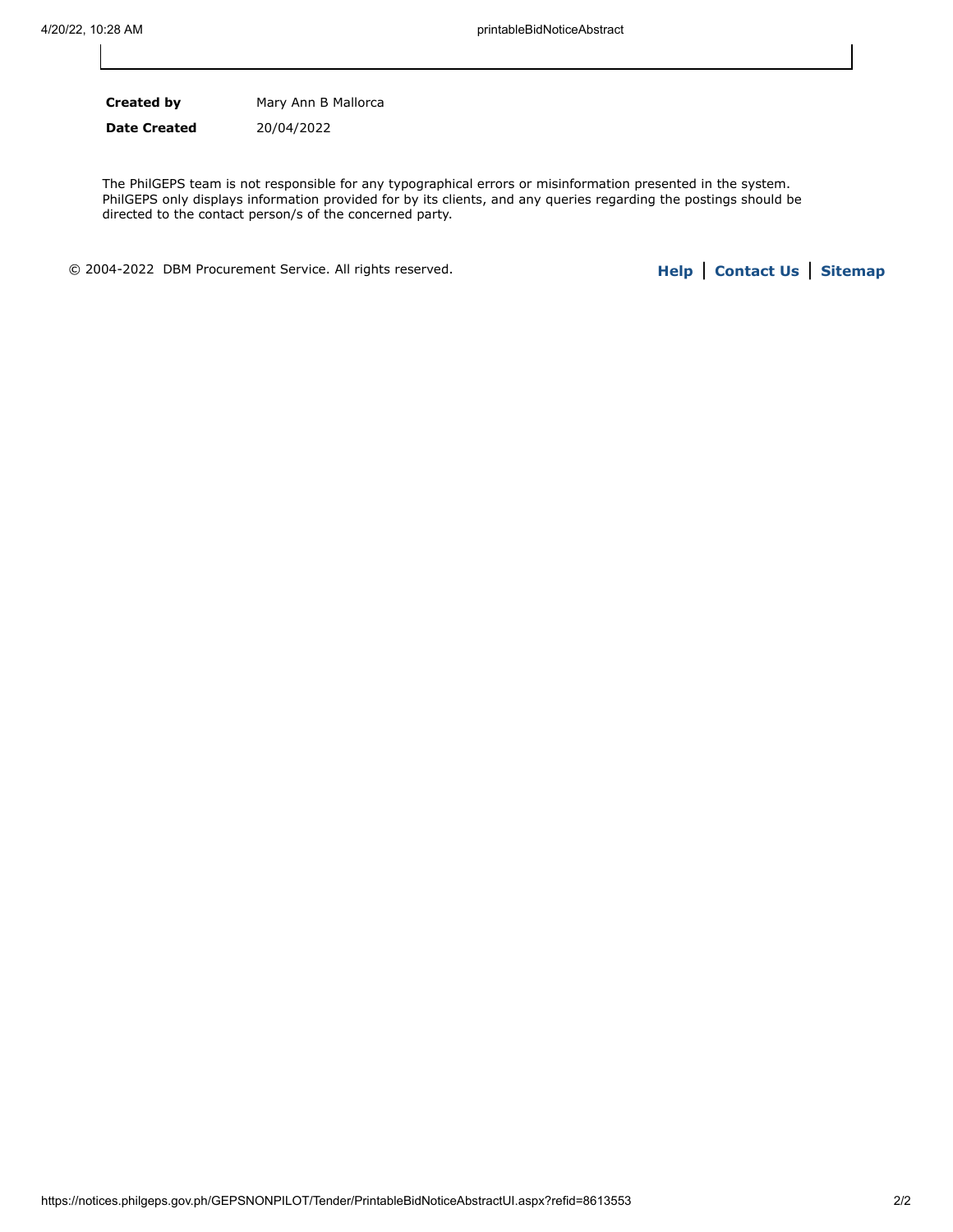| | |
|---|---|
| **Created by** | Mary Ann B Mallorca |
| **Date Created** | 20/04/2022 |

The PhilGEPS team is not responsible for any typographical errors or misinformation presented in the system. PhilGEPS only displays information provided for by its clients, and any queries regarding the postings should be directed to the contact person/s of the concerned party.

© 2004-2022 DBM Procurement Service. All rights reserved.

**Help** | **Contact Us** | **Sitemap**